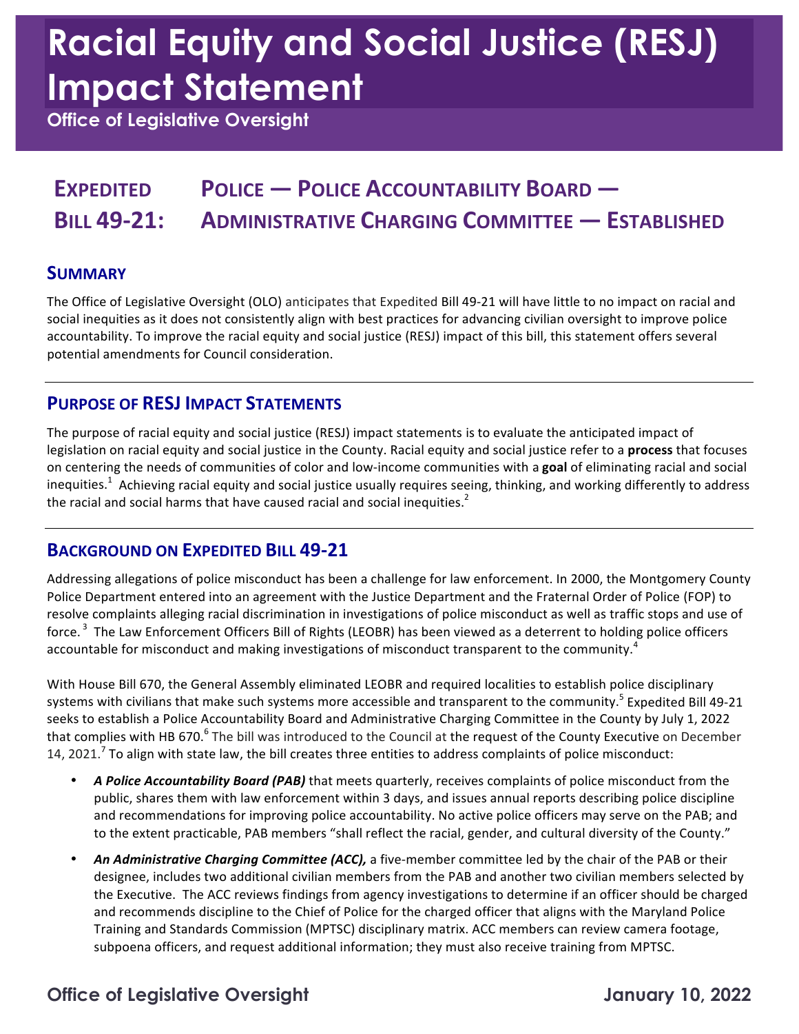# Racial Equity and Social Justice (RESJ) Impact Statement

**Office of Legislative Oversight**

## Expedited Bill 49-21: Police — Police Accountability Board — Administrative Charging Committee — Established

### Summary

The Office of Legislative Oversight (OLO) anticipates that Expedited Bill 49-21 will have little to no impact on racial and social inequities as it does not consistently align with best practices for advancing civilian oversight to improve police accountability. To improve the racial equity and social justice (RESJ) impact of this bill, this statement offers several potential amendments for Council consideration.

### Purpose of RESJ Impact Statements

The purpose of racial equity and social justice (RESJ) impact statements is to evaluate the anticipated impact of legislation on racial equity and social justice in the County. Racial equity and social justice refer to a **process** that focuses on centering the needs of communities of color and low-income communities with a **goal** of eliminating racial and social inequities.[1] Achieving racial equity and social justice usually requires seeing, thinking, and working differently to address the racial and social harms that have caused racial and social inequities.[2]

### Background on Expedited Bill 49-21

Addressing allegations of police misconduct has been a challenge for law enforcement. In 2000, the Montgomery County Police Department entered into an agreement with the Justice Department and the Fraternal Order of Police (FOP) to resolve complaints alleging racial discrimination in investigations of police misconduct as well as traffic stops and use of force.[3] The Law Enforcement Officers Bill of Rights (LEOBR) has been viewed as a deterrent to holding police officers accountable for misconduct and making investigations of misconduct transparent to the community.[4]

With House Bill 670, the General Assembly eliminated LEOBR and required localities to establish police disciplinary systems with civilians that make such systems more accessible and transparent to the community.[5] Expedited Bill 49-21 seeks to establish a Police Accountability Board and Administrative Charging Committee in the County by July 1, 2022 that complies with HB 670.[6] The bill was introduced to the Council at the request of the County Executive on December 14, 2021.[7] To align with state law, the bill creates three entities to address complaints of police misconduct:

- ***A Police Accountability Board (PAB)*** that meets quarterly, receives complaints of police misconduct from the public, shares them with law enforcement within 3 days, and issues annual reports describing police discipline and recommendations for improving police accountability. No active police officers may serve on the PAB; and to the extent practicable, PAB members "shall reflect the racial, gender, and cultural diversity of the County."
- ***An Administrative Charging Committee (ACC),*** a five-member committee led by the chair of the PAB or their designee, includes two additional civilian members from the PAB and another two civilian members selected by the Executive. The ACC reviews findings from agency investigations to determine if an officer should be charged and recommends discipline to the Chief of Police for the charged officer that aligns with the Maryland Police Training and Standards Commission (MPTSC) disciplinary matrix. ACC members can review camera footage, subpoena officers, and request additional information; they must also receive training from MPTSC.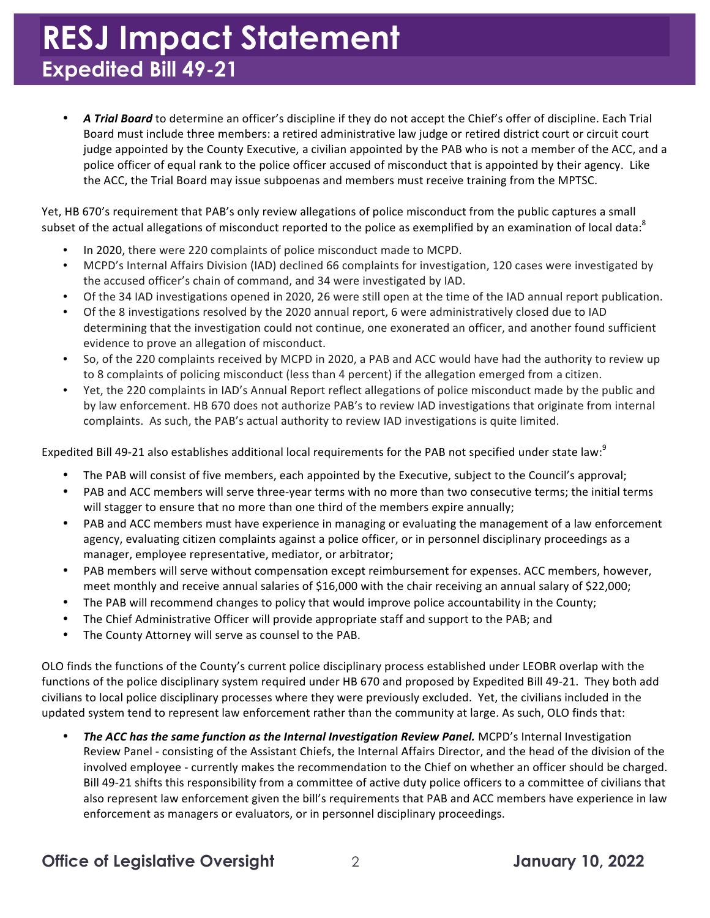- ***A Trial Board*** to determine an officer's discipline if they do not accept the Chief's offer of discipline. Each Trial Board must include three members: a retired administrative law judge or retired district court or circuit court judge appointed by the County Executive, a civilian appointed by the PAB who is not a member of the ACC, and a police officer of equal rank to the police officer accused of misconduct that is appointed by their agency. Like the ACC, the Trial Board may issue subpoenas and members must receive training from the MPTSC.

Yet, HB 670's requirement that PAB's only review allegations of police misconduct from the public captures a small subset of the actual allegations of misconduct reported to the police as exemplified by an examination of local data:[8]

- In 2020, there were 220 complaints of police misconduct made to MCPD.
- MCPD's Internal Affairs Division (IAD) declined 66 complaints for investigation, 120 cases were investigated by the accused officer's chain of command, and 34 were investigated by IAD.
- Of the 34 IAD investigations opened in 2020, 26 were still open at the time of the IAD annual report publication.
- Of the 8 investigations resolved by the 2020 annual report, 6 were administratively closed due to IAD determining that the investigation could not continue, one exonerated an officer, and another found sufficient evidence to prove an allegation of misconduct.
- So, of the 220 complaints received by MCPD in 2020, a PAB and ACC would have had the authority to review up to 8 complaints of policing misconduct (less than 4 percent) if the allegation emerged from a citizen.
- Yet, the 220 complaints in IAD's Annual Report reflect allegations of police misconduct made by the public and by law enforcement. HB 670 does not authorize PAB's to review IAD investigations that originate from internal complaints. As such, the PAB's actual authority to review IAD investigations is quite limited.

Expedited Bill 49-21 also establishes additional local requirements for the PAB not specified under state law:[9]

- The PAB will consist of five members, each appointed by the Executive, subject to the Council's approval;
- PAB and ACC members will serve three-year terms with no more than two consecutive terms; the initial terms will stagger to ensure that no more than one third of the members expire annually;
- PAB and ACC members must have experience in managing or evaluating the management of a law enforcement agency, evaluating citizen complaints against a police officer, or in personnel disciplinary proceedings as a manager, employee representative, mediator, or arbitrator;
- PAB members will serve without compensation except reimbursement for expenses. ACC members, however, meet monthly and receive annual salaries of $16,000 with the chair receiving an annual salary of $22,000;
- The PAB will recommend changes to policy that would improve police accountability in the County;
- The Chief Administrative Officer will provide appropriate staff and support to the PAB; and
- The County Attorney will serve as counsel to the PAB.

OLO finds the functions of the County's current police disciplinary process established under LEOBR overlap with the functions of the police disciplinary system required under HB 670 and proposed by Expedited Bill 49-21. They both add civilians to local police disciplinary processes where they were previously excluded. Yet, the civilians included in the updated system tend to represent law enforcement rather than the community at large. As such, OLO finds that:

- ***The ACC has the same function as the Internal Investigation Review Panel.*** MCPD's Internal Investigation Review Panel - consisting of the Assistant Chiefs, the Internal Affairs Director, and the head of the division of the involved employee - currently makes the recommendation to the Chief on whether an officer should be charged. Bill 49-21 shifts this responsibility from a committee of active duty police officers to a committee of civilians that also represent law enforcement given the bill's requirements that PAB and ACC members have experience in law enforcement as managers or evaluators, or in personnel disciplinary proceedings.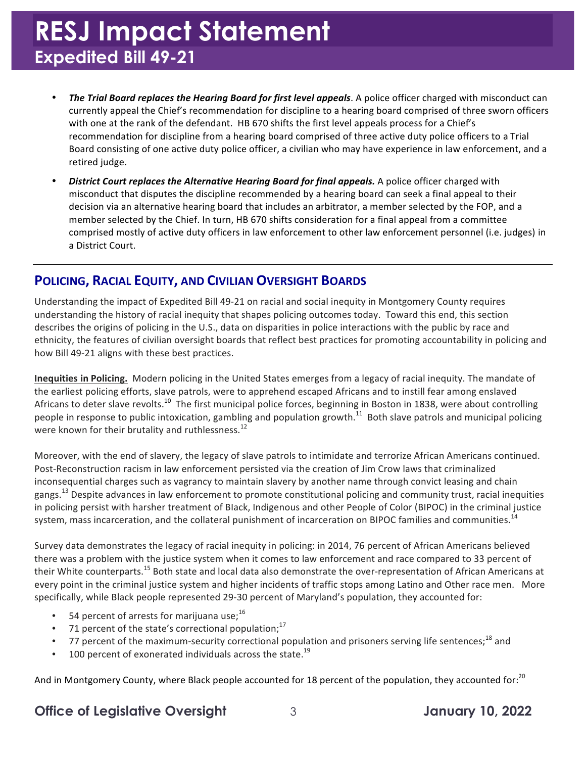- ***The Trial Board replaces the Hearing Board for first level appeals***. A police officer charged with misconduct can currently appeal the Chief's recommendation for discipline to a hearing board comprised of three sworn officers with one at the rank of the defendant. HB 670 shifts the first level appeals process for a Chief's recommendation for discipline from a hearing board comprised of three active duty police officers to a Trial Board consisting of one active duty police officer, a civilian who may have experience in law enforcement, and a retired judge.
- ***District Court replaces the Alternative Hearing Board for final appeals.*** A police officer charged with misconduct that disputes the discipline recommended by a hearing board can seek a final appeal to their decision via an alternative hearing board that includes an arbitrator, a member selected by the FOP, and a member selected by the Chief. In turn, HB 670 shifts consideration for a final appeal from a committee comprised mostly of active duty officers in law enforcement to other law enforcement personnel (i.e. judges) in a District Court.

## POLICING, RACIAL EQUITY, AND CIVILIAN OVERSIGHT BOARDS

Understanding the impact of Expedited Bill 49-21 on racial and social inequity in Montgomery County requires understanding the history of racial inequity that shapes policing outcomes today. Toward this end, this section describes the origins of policing in the U.S., data on disparities in police interactions with the public by race and ethnicity, the features of civilian oversight boards that reflect best practices for promoting accountability in policing and how Bill 49-21 aligns with these best practices.

**Inequities in Policing.** Modern policing in the United States emerges from a legacy of racial inequity. The mandate of the earliest policing efforts, slave patrols, were to apprehend escaped Africans and to instill fear among enslaved Africans to deter slave revolts.[10] The first municipal police forces, beginning in Boston in 1838, were about controlling people in response to public intoxication, gambling and population growth.[11] Both slave patrols and municipal policing were known for their brutality and ruthlessness.[12]

Moreover, with the end of slavery, the legacy of slave patrols to intimidate and terrorize African Americans continued. Post-Reconstruction racism in law enforcement persisted via the creation of Jim Crow laws that criminalized inconsequential charges such as vagrancy to maintain slavery by another name through convict leasing and chain gangs.[13] Despite advances in law enforcement to promote constitutional policing and community trust, racial inequities in policing persist with harsher treatment of Black, Indigenous and other People of Color (BIPOC) in the criminal justice system, mass incarceration, and the collateral punishment of incarceration on BIPOC families and communities.[14]

Survey data demonstrates the legacy of racial inequity in policing: in 2014, 76 percent of African Americans believed there was a problem with the justice system when it comes to law enforcement and race compared to 33 percent of their White counterparts.[15] Both state and local data also demonstrate the over-representation of African Americans at every point in the criminal justice system and higher incidents of traffic stops among Latino and Other race men. More specifically, while Black people represented 29-30 percent of Maryland's population, they accounted for:

- 54 percent of arrests for marijuana use;[16]
- 71 percent of the state's correctional population;[17]
- 77 percent of the maximum-security correctional population and prisoners serving life sentences;[18] and
- 100 percent of exonerated individuals across the state.[19]

And in Montgomery County, where Black people accounted for 18 percent of the population, they accounted for:[20]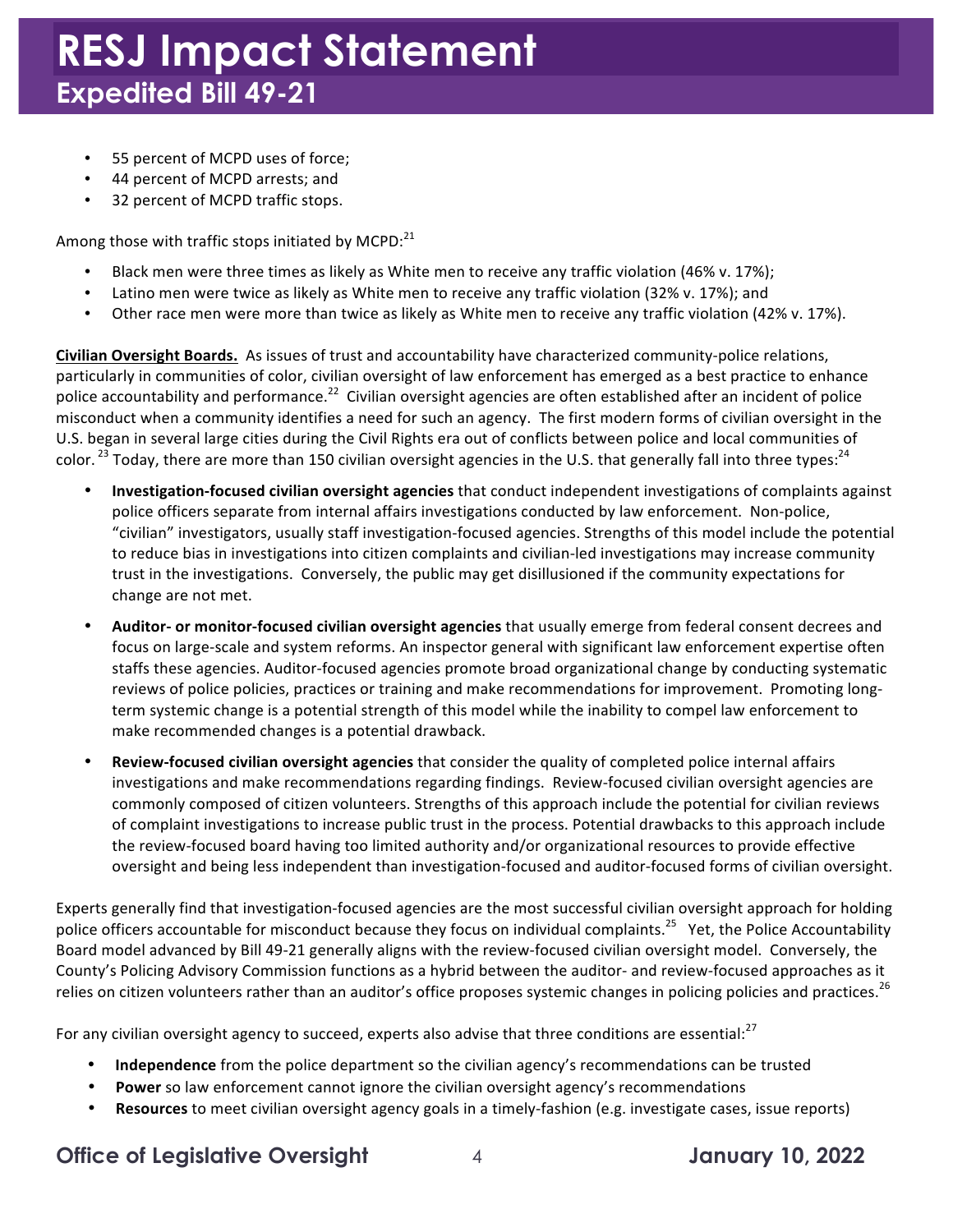- 55 percent of MCPD uses of force;
- 44 percent of MCPD arrests; and
- 32 percent of MCPD traffic stops.

Among those with traffic stops initiated by MCPD:[21]

- Black men were three times as likely as White men to receive any traffic violation (46% v. 17%);
- Latino men were twice as likely as White men to receive any traffic violation (32% v. 17%); and
- Other race men were more than twice as likely as White men to receive any traffic violation (42% v. 17%).

**Civilian Oversight Boards.** As issues of trust and accountability have characterized community-police relations, particularly in communities of color, civilian oversight of law enforcement has emerged as a best practice to enhance police accountability and performance.[22] Civilian oversight agencies are often established after an incident of police misconduct when a community identifies a need for such an agency. The first modern forms of civilian oversight in the U.S. began in several large cities during the Civil Rights era out of conflicts between police and local communities of color.[23] Today, there are more than 150 civilian oversight agencies in the U.S. that generally fall into three types:[24]

- **Investigation-focused civilian oversight agencies** that conduct independent investigations of complaints against police officers separate from internal affairs investigations conducted by law enforcement. Non-police, "civilian" investigators, usually staff investigation-focused agencies. Strengths of this model include the potential to reduce bias in investigations into citizen complaints and civilian-led investigations may increase community trust in the investigations. Conversely, the public may get disillusioned if the community expectations for change are not met.

- **Auditor- or monitor-focused civilian oversight agencies** that usually emerge from federal consent decrees and focus on large-scale and system reforms. An inspector general with significant law enforcement expertise often staffs these agencies. Auditor-focused agencies promote broad organizational change by conducting systematic reviews of police policies, practices or training and make recommendations for improvement. Promoting long-term systemic change is a potential strength of this model while the inability to compel law enforcement to make recommended changes is a potential drawback.

- **Review-focused civilian oversight agencies** that consider the quality of completed police internal affairs investigations and make recommendations regarding findings. Review-focused civilian oversight agencies are commonly composed of citizen volunteers. Strengths of this approach include the potential for civilian reviews of complaint investigations to increase public trust in the process. Potential drawbacks to this approach include the review-focused board having too limited authority and/or organizational resources to provide effective oversight and being less independent than investigation-focused and auditor-focused forms of civilian oversight.

Experts generally find that investigation-focused agencies are the most successful civilian oversight approach for holding police officers accountable for misconduct because they focus on individual complaints.[25] Yet, the Police Accountability Board model advanced by Bill 49-21 generally aligns with the review-focused civilian oversight model. Conversely, the County's Policing Advisory Commission functions as a hybrid between the auditor- and review-focused approaches as it relies on citizen volunteers rather than an auditor's office proposes systemic changes in policing policies and practices.[26]

For any civilian oversight agency to succeed, experts also advise that three conditions are essential:[27]

- **Independence** from the police department so the civilian agency's recommendations can be trusted
- **Power** so law enforcement cannot ignore the civilian oversight agency's recommendations
- **Resources** to meet civilian oversight agency goals in a timely-fashion (e.g. investigate cases, issue reports)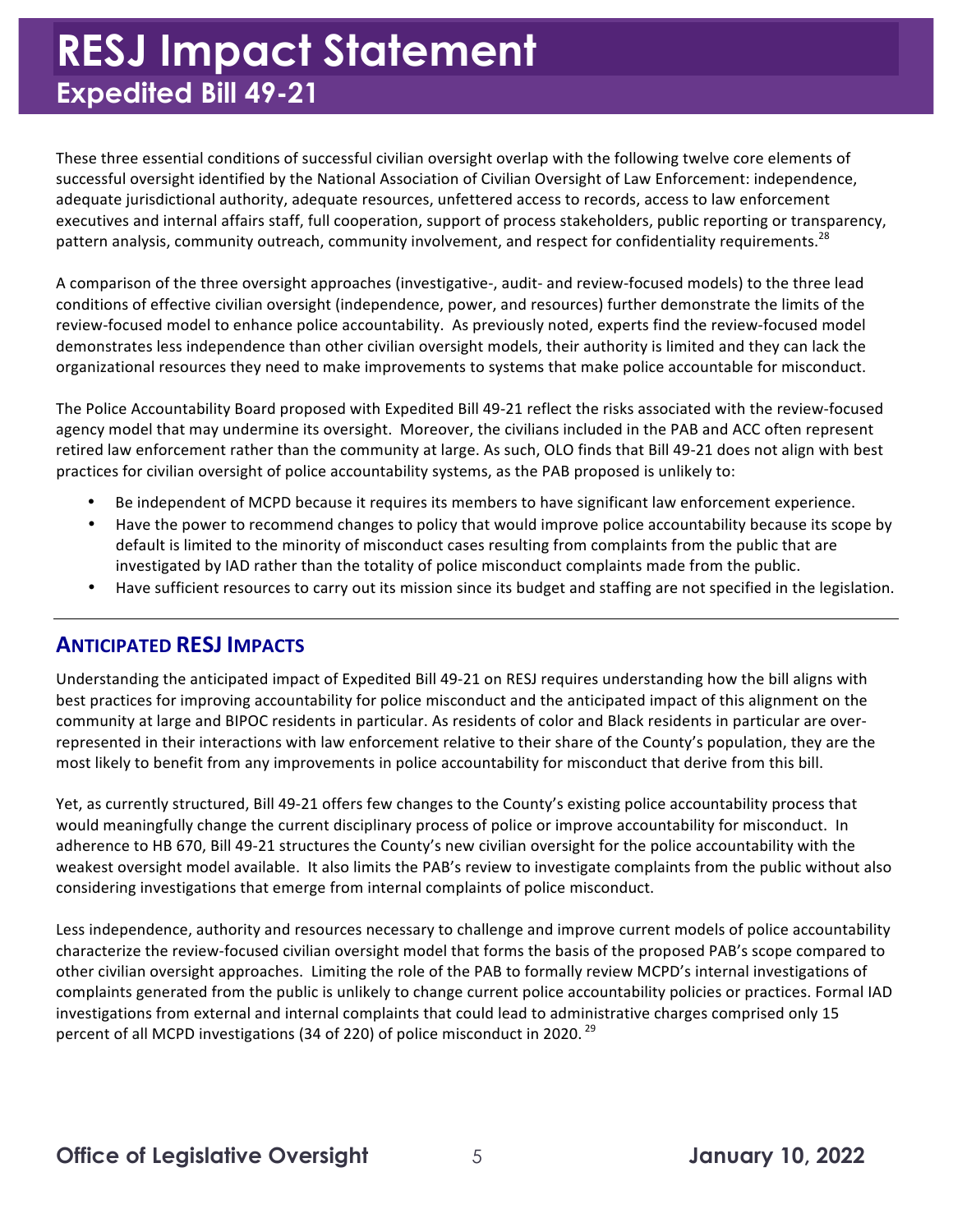These three essential conditions of successful civilian oversight overlap with the following twelve core elements of successful oversight identified by the National Association of Civilian Oversight of Law Enforcement: independence, adequate jurisdictional authority, adequate resources, unfettered access to records, access to law enforcement executives and internal affairs staff, full cooperation, support of process stakeholders, public reporting or transparency, pattern analysis, community outreach, community involvement, and respect for confidentiality requirements.[28]

A comparison of the three oversight approaches (investigative-, audit- and review-focused models) to the three lead conditions of effective civilian oversight (independence, power, and resources) further demonstrate the limits of the review-focused model to enhance police accountability. As previously noted, experts find the review-focused model demonstrates less independence than other civilian oversight models, their authority is limited and they can lack the organizational resources they need to make improvements to systems that make police accountable for misconduct.

The Police Accountability Board proposed with Expedited Bill 49-21 reflect the risks associated with the review-focused agency model that may undermine its oversight. Moreover, the civilians included in the PAB and ACC often represent retired law enforcement rather than the community at large. As such, OLO finds that Bill 49-21 does not align with best practices for civilian oversight of police accountability systems, as the PAB proposed is unlikely to:

- Be independent of MCPD because it requires its members to have significant law enforcement experience.
- Have the power to recommend changes to policy that would improve police accountability because its scope by default is limited to the minority of misconduct cases resulting from complaints from the public that are investigated by IAD rather than the totality of police misconduct complaints made from the public.
- Have sufficient resources to carry out its mission since its budget and staffing are not specified in the legislation.

---

## ANTICIPATED RESJ IMPACTS

Understanding the anticipated impact of Expedited Bill 49-21 on RESJ requires understanding how the bill aligns with best practices for improving accountability for police misconduct and the anticipated impact of this alignment on the community at large and BIPOC residents in particular. As residents of color and Black residents in particular are over-represented in their interactions with law enforcement relative to their share of the County's population, they are the most likely to benefit from any improvements in police accountability for misconduct that derive from this bill.

Yet, as currently structured, Bill 49-21 offers few changes to the County's existing police accountability process that would meaningfully change the current disciplinary process of police or improve accountability for misconduct. In adherence to HB 670, Bill 49-21 structures the County's new civilian oversight for the police accountability with the weakest oversight model available. It also limits the PAB's review to investigate complaints from the public without also considering investigations that emerge from internal complaints of police misconduct.

Less independence, authority and resources necessary to challenge and improve current models of police accountability characterize the review-focused civilian oversight model that forms the basis of the proposed PAB's scope compared to other civilian oversight approaches. Limiting the role of the PAB to formally review MCPD's internal investigations of complaints generated from the public is unlikely to change current police accountability policies or practices. Formal IAD investigations from external and internal complaints that could lead to administrative charges comprised only 15 percent of all MCPD investigations (34 of 220) of police misconduct in 2020.[29]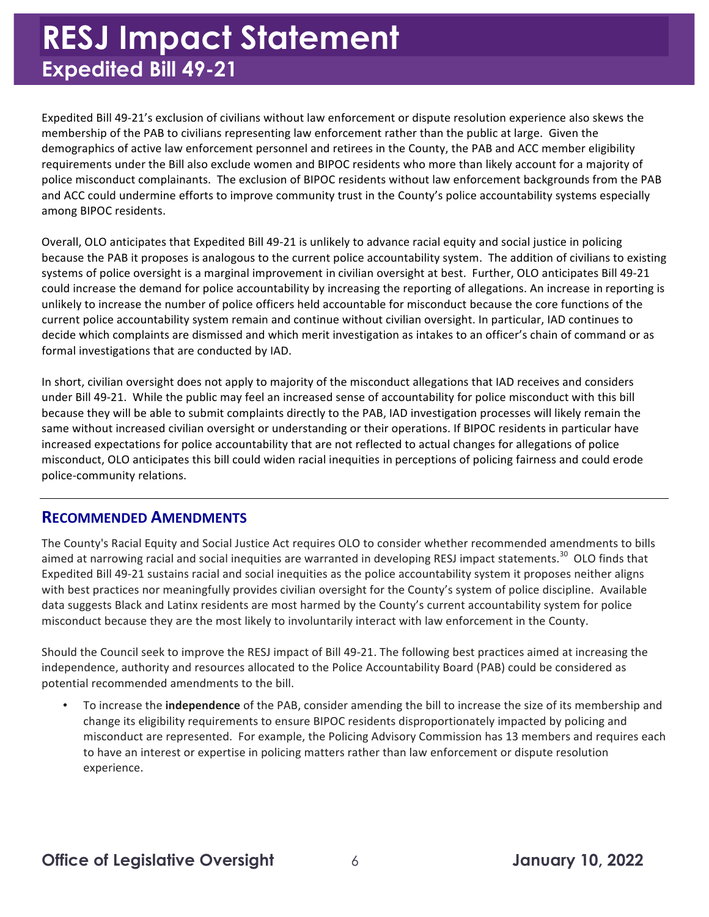Expedited Bill 49-21's exclusion of civilians without law enforcement or dispute resolution experience also skews the membership of the PAB to civilians representing law enforcement rather than the public at large. Given the demographics of active law enforcement personnel and retirees in the County, the PAB and ACC member eligibility requirements under the Bill also exclude women and BIPOC residents who more than likely account for a majority of police misconduct complainants. The exclusion of BIPOC residents without law enforcement backgrounds from the PAB and ACC could undermine efforts to improve community trust in the County's police accountability systems especially among BIPOC residents.

Overall, OLO anticipates that Expedited Bill 49-21 is unlikely to advance racial equity and social justice in policing because the PAB it proposes is analogous to the current police accountability system. The addition of civilians to existing systems of police oversight is a marginal improvement in civilian oversight at best. Further, OLO anticipates Bill 49-21 could increase the demand for police accountability by increasing the reporting of allegations. An increase in reporting is unlikely to increase the number of police officers held accountable for misconduct because the core functions of the current police accountability system remain and continue without civilian oversight. In particular, IAD continues to decide which complaints are dismissed and which merit investigation as intakes to an officer's chain of command or as formal investigations that are conducted by IAD.

In short, civilian oversight does not apply to majority of the misconduct allegations that IAD receives and considers under Bill 49-21. While the public may feel an increased sense of accountability for police misconduct with this bill because they will be able to submit complaints directly to the PAB, IAD investigation processes will likely remain the same without increased civilian oversight or understanding or their operations. If BIPOC residents in particular have increased expectations for police accountability that are not reflected to actual changes for allegations of police misconduct, OLO anticipates this bill could widen racial inequities in perceptions of policing fairness and could erode police-community relations.

## Recommended Amendments

The County's Racial Equity and Social Justice Act requires OLO to consider whether recommended amendments to bills aimed at narrowing racial and social inequities are warranted in developing RESJ impact statements.[30] OLO finds that Expedited Bill 49-21 sustains racial and social inequities as the police accountability system it proposes neither aligns with best practices nor meaningfully provides civilian oversight for the County's system of police discipline. Available data suggests Black and Latinx residents are most harmed by the County's current accountability system for police misconduct because they are the most likely to involuntarily interact with law enforcement in the County.

Should the Council seek to improve the RESJ impact of Bill 49-21. The following best practices aimed at increasing the independence, authority and resources allocated to the Police Accountability Board (PAB) could be considered as potential recommended amendments to the bill.

- To increase the **independence** of the PAB, consider amending the bill to increase the size of its membership and change its eligibility requirements to ensure BIPOC residents disproportionately impacted by policing and misconduct are represented. For example, the Policing Advisory Commission has 13 members and requires each to have an interest or expertise in policing matters rather than law enforcement or dispute resolution experience.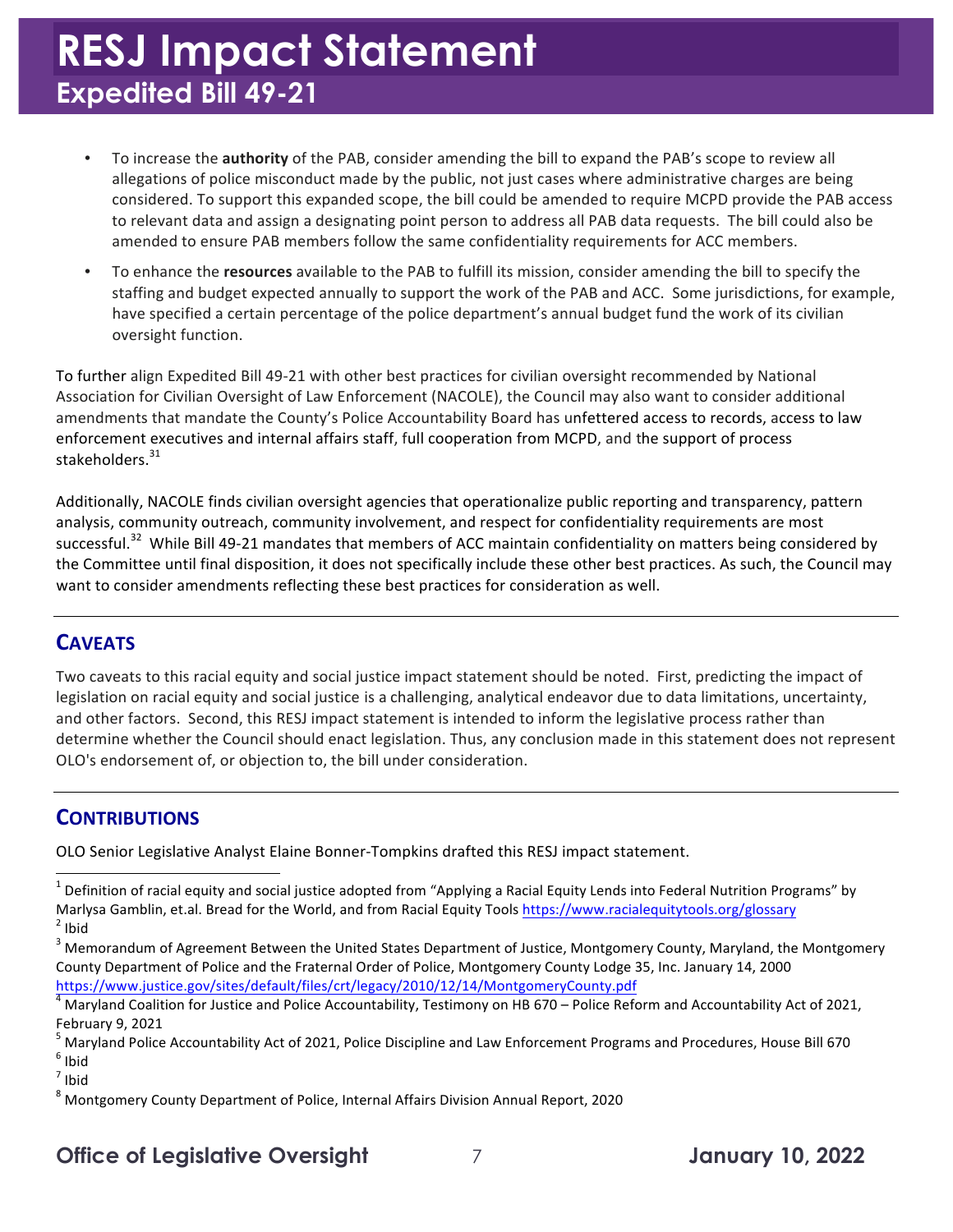- To increase the **authority** of the PAB, consider amending the bill to expand the PAB's scope to review all allegations of police misconduct made by the public, not just cases where administrative charges are being considered. To support this expanded scope, the bill could be amended to require MCPD provide the PAB access to relevant data and assign a designating point person to address all PAB data requests. The bill could also be amended to ensure PAB members follow the same confidentiality requirements for ACC members.
- To enhance the **resources** available to the PAB to fulfill its mission, consider amending the bill to specify the staffing and budget expected annually to support the work of the PAB and ACC. Some jurisdictions, for example, have specified a certain percentage of the police department's annual budget fund the work of its civilian oversight function.

To further align Expedited Bill 49-21 with other best practices for civilian oversight recommended by National Association for Civilian Oversight of Law Enforcement (NACOLE), the Council may also want to consider additional amendments that mandate the County's Police Accountability Board has unfettered access to records, access to law enforcement executives and internal affairs staff, full cooperation from MCPD, and the support of process stakeholders.[31]

Additionally, NACOLE finds civilian oversight agencies that operationalize public reporting and transparency, pattern analysis, community outreach, community involvement, and respect for confidentiality requirements are most successful.[32] While Bill 49-21 mandates that members of ACC maintain confidentiality on matters being considered by the Committee until final disposition, it does not specifically include these other best practices. As such, the Council may want to consider amendments reflecting these best practices for consideration as well.

## CAVEATS

Two caveats to this racial equity and social justice impact statement should be noted. First, predicting the impact of legislation on racial equity and social justice is a challenging, analytical endeavor due to data limitations, uncertainty, and other factors. Second, this RESJ impact statement is intended to inform the legislative process rather than determine whether the Council should enact legislation. Thus, any conclusion made in this statement does not represent OLO's endorsement of, or objection to, the bill under consideration.

## CONTRIBUTIONS

OLO Senior Legislative Analyst Elaine Bonner-Tompkins drafted this RESJ impact statement.

---

[1] Definition of racial equity and social justice adopted from "Applying a Racial Equity Lends into Federal Nutrition Programs" by Marlysa Gamblin, et.al. Bread for the World, and from Racial Equity Tools https://www.racialequitytools.org/glossary
[2] Ibid
[3] Memorandum of Agreement Between the United States Department of Justice, Montgomery County, Maryland, the Montgomery County Department of Police and the Fraternal Order of Police, Montgomery County Lodge 35, Inc. January 14, 2000 https://www.justice.gov/sites/default/files/crt/legacy/2010/12/14/MontgomeryCounty.pdf
[4] Maryland Coalition for Justice and Police Accountability, Testimony on HB 670 – Police Reform and Accountability Act of 2021, February 9, 2021
[5] Maryland Police Accountability Act of 2021, Police Discipline and Law Enforcement Programs and Procedures, House Bill 670
[6] Ibid
[7] Ibid
[8] Montgomery County Department of Police, Internal Affairs Division Annual Report, 2020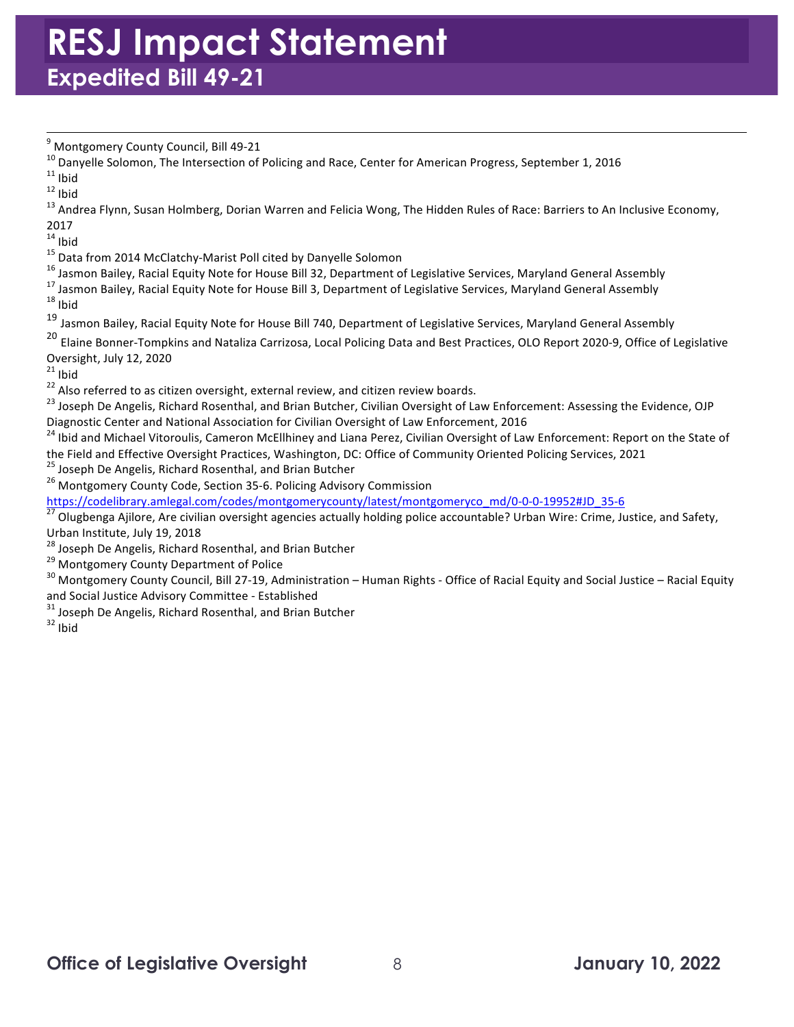[9] Montgomery County Council, Bill 49-21

[10] Danyelle Solomon, The Intersection of Policing and Race, Center for American Progress, September 1, 2016

[11] Ibid

[12] Ibid

[13] Andrea Flynn, Susan Holmberg, Dorian Warren and Felicia Wong, The Hidden Rules of Race: Barriers to An Inclusive Economy, 2017

[14] Ibid

[15] Data from 2014 McClatchy-Marist Poll cited by Danyelle Solomon

[16] Jasmon Bailey, Racial Equity Note for House Bill 32, Department of Legislative Services, Maryland General Assembly

[17] Jasmon Bailey, Racial Equity Note for House Bill 3, Department of Legislative Services, Maryland General Assembly

[18] Ibid

[19] Jasmon Bailey, Racial Equity Note for House Bill 740, Department of Legislative Services, Maryland General Assembly

[20] Elaine Bonner-Tompkins and Nataliza Carrizosa, Local Policing Data and Best Practices, OLO Report 2020-9, Office of Legislative Oversight, July 12, 2020

[21] Ibid

[22] Also referred to as citizen oversight, external review, and citizen review boards.

[23] Joseph De Angelis, Richard Rosenthal, and Brian Butcher, Civilian Oversight of Law Enforcement: Assessing the Evidence, OJP Diagnostic Center and National Association for Civilian Oversight of Law Enforcement, 2016

[24] Ibid and Michael Vitoroulis, Cameron McEllhiney and Liana Perez, Civilian Oversight of Law Enforcement: Report on the State of the Field and Effective Oversight Practices, Washington, DC: Office of Community Oriented Policing Services, 2021

[25] Joseph De Angelis, Richard Rosenthal, and Brian Butcher

[26] Montgomery County Code, Section 35-6. Policing Advisory Commission https://codelibrary.amlegal.com/codes/montgomerycounty/latest/montgomeryco_md/0-0-0-19952#JD_35-6

[27] Olugbenga Ajilore, Are civilian oversight agencies actually holding police accountable? Urban Wire: Crime, Justice, and Safety, Urban Institute, July 19, 2018

[28] Joseph De Angelis, Richard Rosenthal, and Brian Butcher

[29] Montgomery County Department of Police

[30] Montgomery County Council, Bill 27-19, Administration – Human Rights - Office of Racial Equity and Social Justice – Racial Equity and Social Justice Advisory Committee - Established

[31] Joseph De Angelis, Richard Rosenthal, and Brian Butcher

[32] Ibid